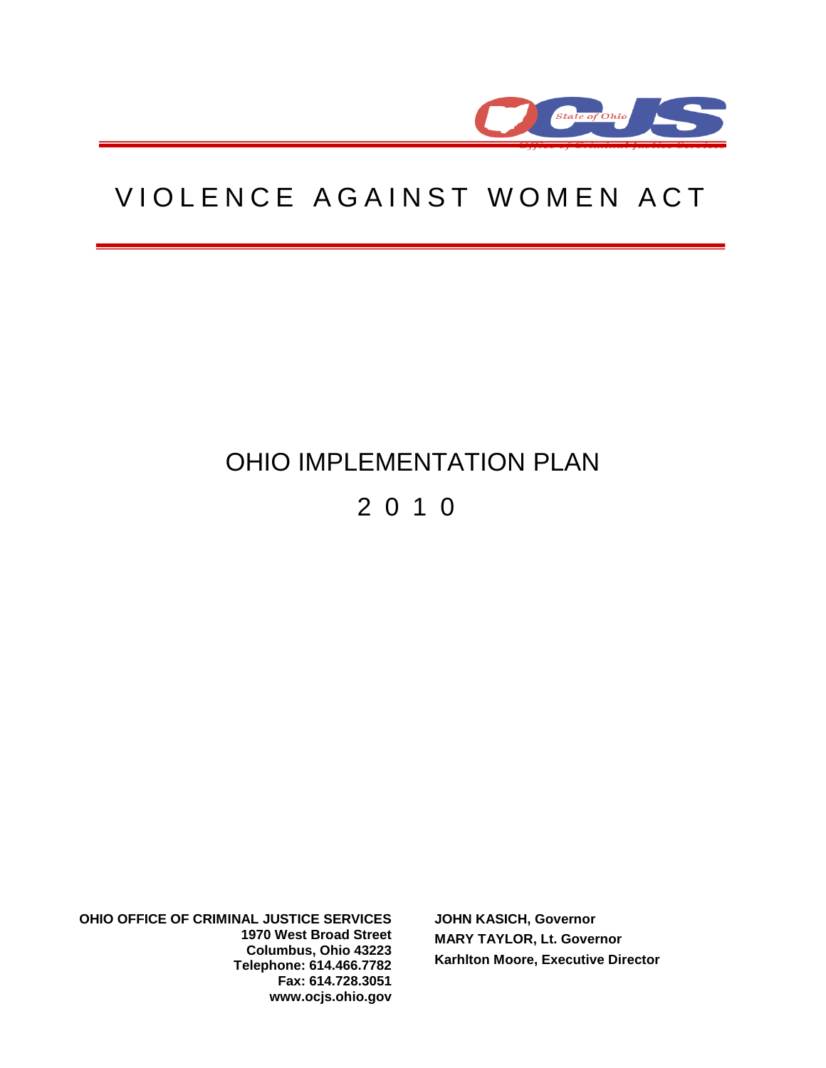# VIOLENCE AGAINST WOMEN ACT

## OHIO IMPLEMENTATION PLAN

## 2010

**OHIO OFFICE OF CRIMINAL JUSTICE SERVICES**
**1970 West Broad Street**
**Columbus, Ohio 43223**
**Telephone: 614.466.7782**
**Fax: 614.728.3051**
**www.ocjs.ohio.gov**

**JOHN KASICH, Governor**
**MARY TAYLOR, Lt. Governor**
**Karhlton Moore, Executive Director**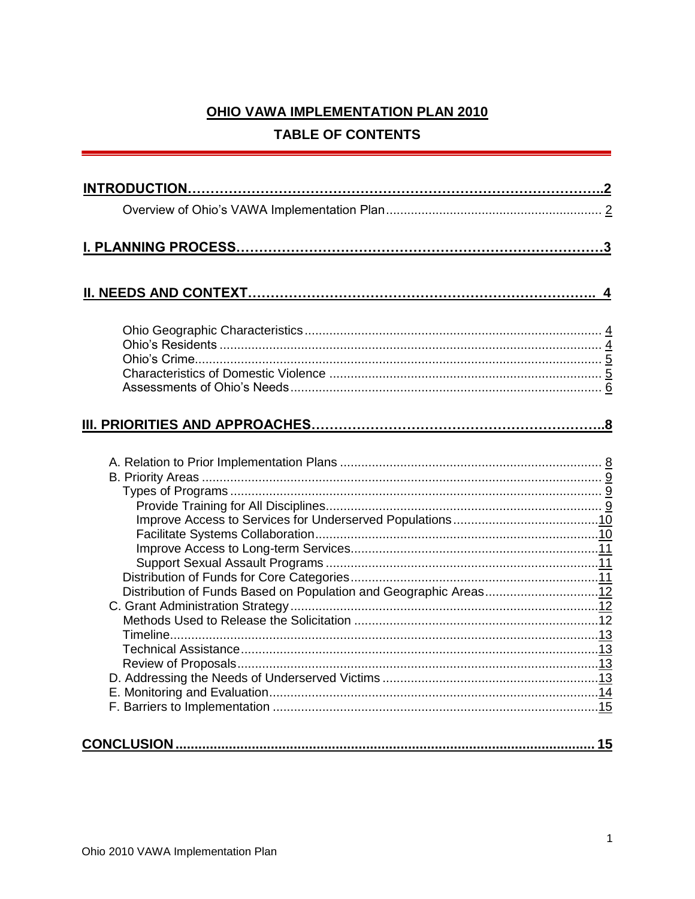# OHIO VAWA IMPLEMENTATION PLAN 2010

## TABLE OF CONTENTS

**INTRODUCTION……………………………………………………………………………..2**

- Overview of Ohio's VAWA Implementation Plan ............................................................ 2

**I. PLANNING PROCESS…………………………………………………………………3**

**II. NEEDS AND CONTEXT………………………………………………………………. 4**

- Ohio Geographic Characteristics ................................................................................... 4
- Ohio's Residents ............................................................................................................ 4
- Ohio's Crime................................................................................................................... 5
- Characteristics of Domestic Violence ............................................................................ 5
- Assessments of Ohio's Needs........................................................................................ 6

**III. PRIORITIES AND APPROACHES…………………………………………………..8**

- A. Relation to Prior Implementation Plans ......................................................................... 8
- B. Priority Areas ................................................................................................................ 9
  - Types of Programs ......................................................................................................... 9
    - Provide Training for All Disciplines.............................................................................. 9
    - Improve Access to Services for Underserved Populations.........................................10
    - Facilitate Systems Collaboration................................................................................10
    - Improve Access to Long-term Services......................................................................11
    - Support Sexual Assault Programs .............................................................................11
  - Distribution of Funds for Core Categories......................................................................11
  - Distribution of Funds Based on Population and Geographic Areas................................12
- C. Grant Administration Strategy.......................................................................................12
  - Methods Used to Release the Solicitation .....................................................................12
  - Timeline.........................................................................................................................13
  - Technical Assistance.....................................................................................................13
  - Review of Proposals......................................................................................................13
- D. Addressing the Needs of Underserved Victims .............................................................13
- E. Monitoring and Evaluation.............................................................................................14
- F. Barriers to Implementation ............................................................................................15

**CONCLUSION .............................................................................................................. 15**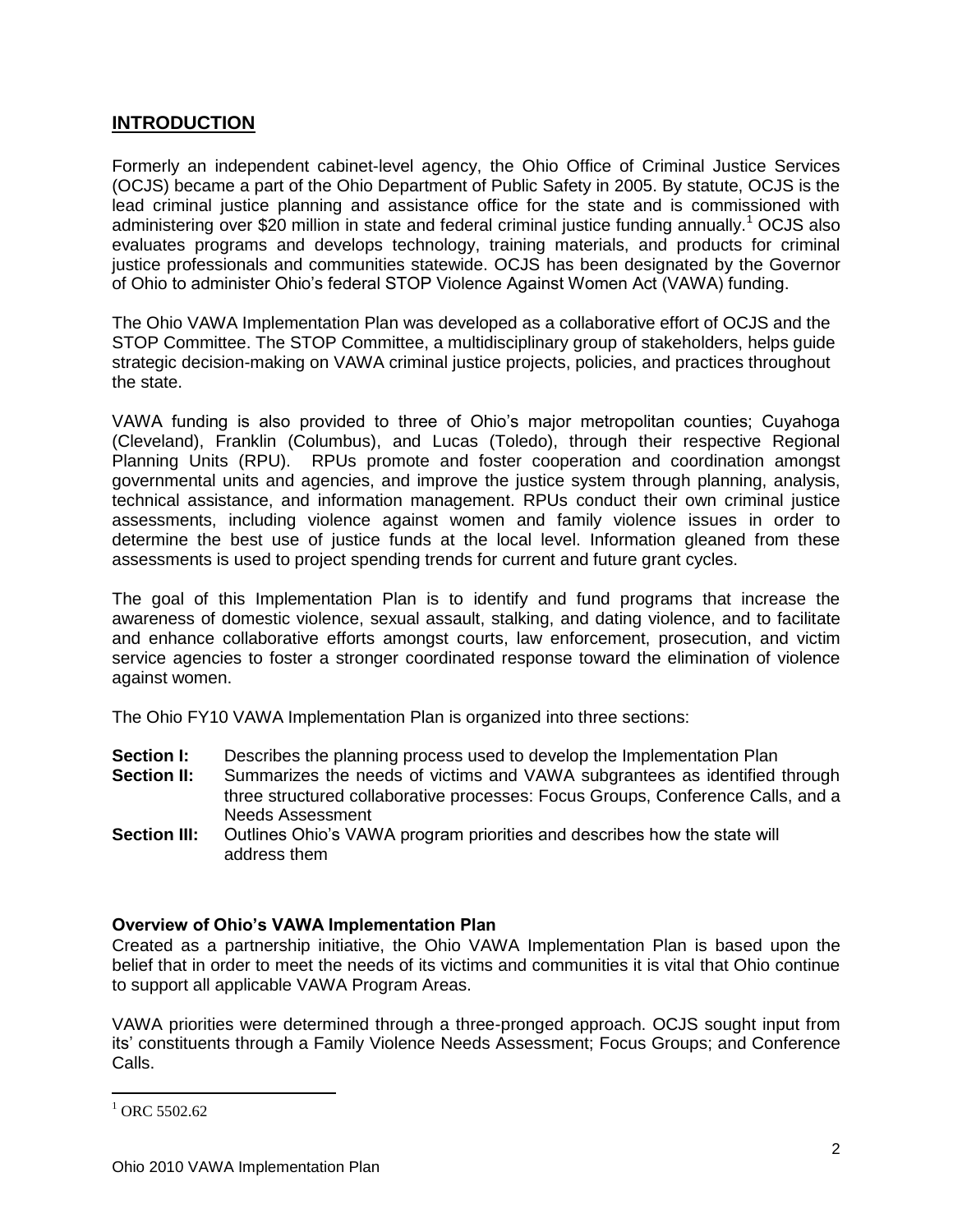## INTRODUCTION

Formerly an independent cabinet-level agency, the Ohio Office of Criminal Justice Services (OCJS) became a part of the Ohio Department of Public Safety in 2005. By statute, OCJS is the lead criminal justice planning and assistance office for the state and is commissioned with administering over $20 million in state and federal criminal justice funding annually.[1] OCJS also evaluates programs and develops technology, training materials, and products for criminal justice professionals and communities statewide. OCJS has been designated by the Governor of Ohio to administer Ohio's federal STOP Violence Against Women Act (VAWA) funding.

The Ohio VAWA Implementation Plan was developed as a collaborative effort of OCJS and the STOP Committee. The STOP Committee, a multidisciplinary group of stakeholders, helps guide strategic decision-making on VAWA criminal justice projects, policies, and practices throughout the state.

VAWA funding is also provided to three of Ohio's major metropolitan counties; Cuyahoga (Cleveland), Franklin (Columbus), and Lucas (Toledo), through their respective Regional Planning Units (RPU). RPUs promote and foster cooperation and coordination amongst governmental units and agencies, and improve the justice system through planning, analysis, technical assistance, and information management. RPUs conduct their own criminal justice assessments, including violence against women and family violence issues in order to determine the best use of justice funds at the local level. Information gleaned from these assessments is used to project spending trends for current and future grant cycles.

The goal of this Implementation Plan is to identify and fund programs that increase the awareness of domestic violence, sexual assault, stalking, and dating violence, and to facilitate and enhance collaborative efforts amongst courts, law enforcement, prosecution, and victim service agencies to foster a stronger coordinated response toward the elimination of violence against women.

The Ohio FY10 VAWA Implementation Plan is organized into three sections:

**Section I:** Describes the planning process used to develop the Implementation Plan

**Section II:** Summarizes the needs of victims and VAWA subgrantees as identified through three structured collaborative processes: Focus Groups, Conference Calls, and a Needs Assessment

**Section III:** Outlines Ohio's VAWA program priorities and describes how the state will address them

### Overview of Ohio's VAWA Implementation Plan

Created as a partnership initiative, the Ohio VAWA Implementation Plan is based upon the belief that in order to meet the needs of its victims and communities it is vital that Ohio continue to support all applicable VAWA Program Areas.

VAWA priorities were determined through a three-pronged approach. OCJS sought input from its' constituents through a Family Violence Needs Assessment; Focus Groups; and Conference Calls.

[1] ORC 5502.62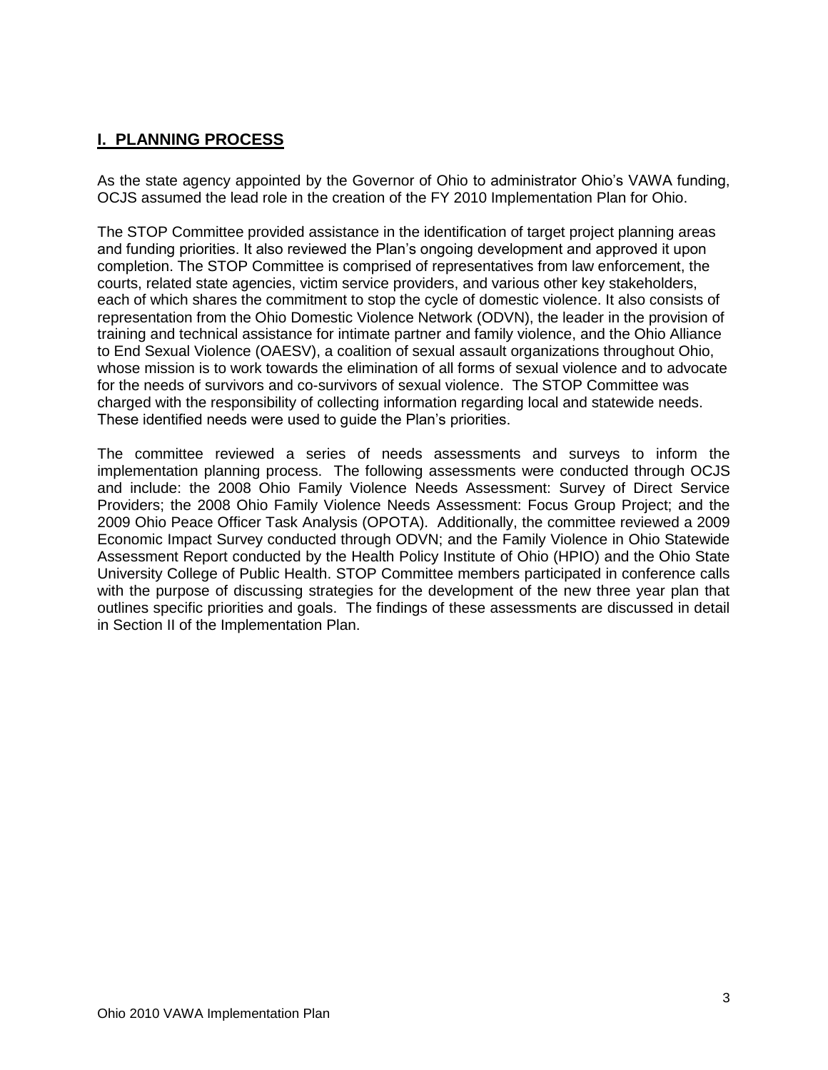## I. PLANNING PROCESS

As the state agency appointed by the Governor of Ohio to administrator Ohio's VAWA funding, OCJS assumed the lead role in the creation of the FY 2010 Implementation Plan for Ohio.

The STOP Committee provided assistance in the identification of target project planning areas and funding priorities. It also reviewed the Plan's ongoing development and approved it upon completion. The STOP Committee is comprised of representatives from law enforcement, the courts, related state agencies, victim service providers, and various other key stakeholders, each of which shares the commitment to stop the cycle of domestic violence. It also consists of representation from the Ohio Domestic Violence Network (ODVN), the leader in the provision of training and technical assistance for intimate partner and family violence, and the Ohio Alliance to End Sexual Violence (OAESV), a coalition of sexual assault organizations throughout Ohio, whose mission is to work towards the elimination of all forms of sexual violence and to advocate for the needs of survivors and co-survivors of sexual violence. The STOP Committee was charged with the responsibility of collecting information regarding local and statewide needs. These identified needs were used to guide the Plan's priorities.

The committee reviewed a series of needs assessments and surveys to inform the implementation planning process. The following assessments were conducted through OCJS and include: the 2008 Ohio Family Violence Needs Assessment: Survey of Direct Service Providers; the 2008 Ohio Family Violence Needs Assessment: Focus Group Project; and the 2009 Ohio Peace Officer Task Analysis (OPOTA). Additionally, the committee reviewed a 2009 Economic Impact Survey conducted through ODVN; and the Family Violence in Ohio Statewide Assessment Report conducted by the Health Policy Institute of Ohio (HPIO) and the Ohio State University College of Public Health. STOP Committee members participated in conference calls with the purpose of discussing strategies for the development of the new three year plan that outlines specific priorities and goals. The findings of these assessments are discussed in detail in Section II of the Implementation Plan.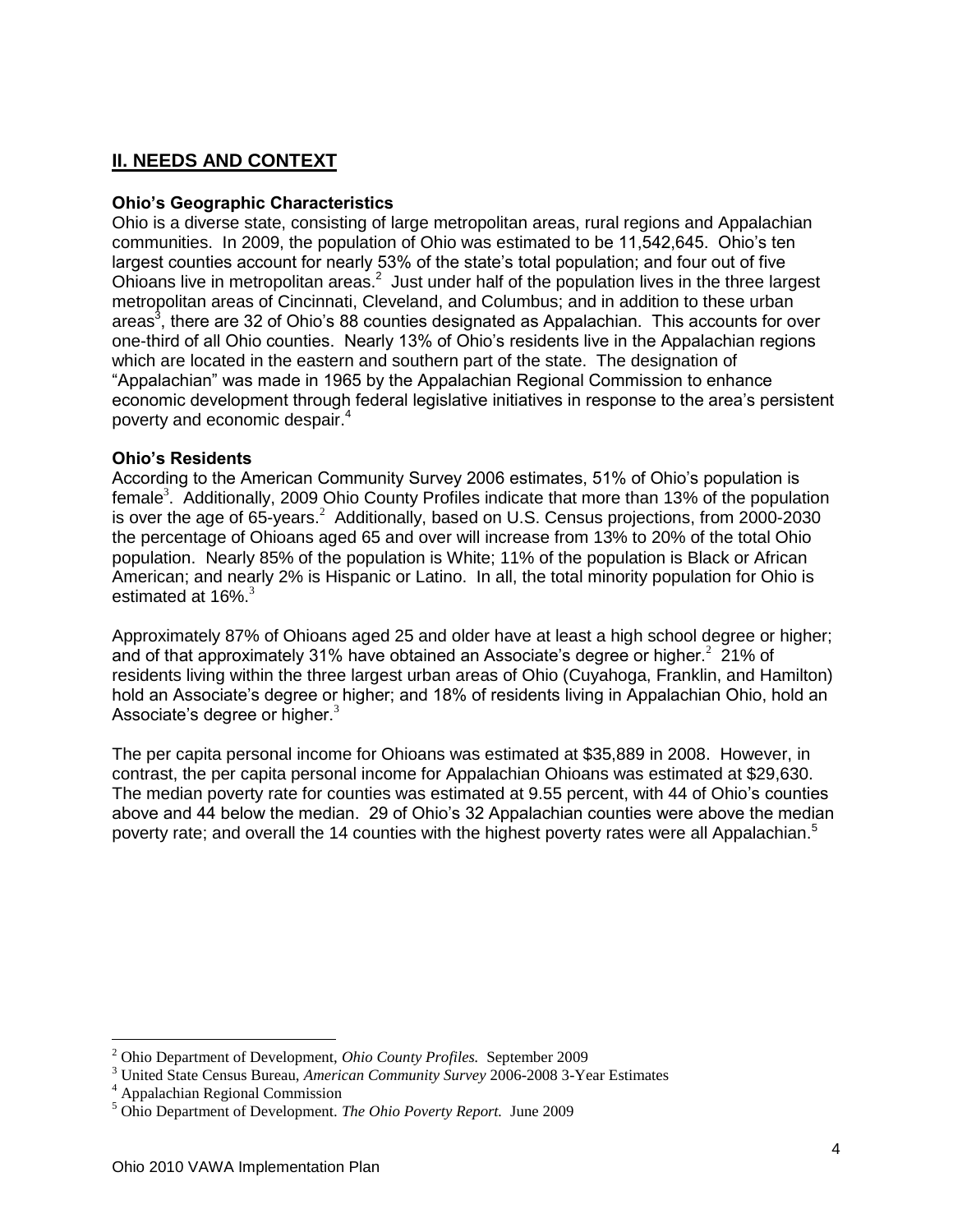## II. NEEDS AND CONTEXT

### Ohio's Geographic Characteristics

Ohio is a diverse state, consisting of large metropolitan areas, rural regions and Appalachian communities. In 2009, the population of Ohio was estimated to be 11,542,645. Ohio's ten largest counties account for nearly 53% of the state's total population; and four out of five Ohioans live in metropolitan areas.[2] Just under half of the population lives in the three largest metropolitan areas of Cincinnati, Cleveland, and Columbus; and in addition to these urban areas[3], there are 32 of Ohio's 88 counties designated as Appalachian. This accounts for over one-third of all Ohio counties. Nearly 13% of Ohio's residents live in the Appalachian regions which are located in the eastern and southern part of the state. The designation of "Appalachian" was made in 1965 by the Appalachian Regional Commission to enhance economic development through federal legislative initiatives in response to the area's persistent poverty and economic despair.[4]

### Ohio's Residents

According to the American Community Survey 2006 estimates, 51% of Ohio's population is female[3]. Additionally, 2009 Ohio County Profiles indicate that more than 13% of the population is over the age of 65-years.[2] Additionally, based on U.S. Census projections, from 2000-2030 the percentage of Ohioans aged 65 and over will increase from 13% to 20% of the total Ohio population. Nearly 85% of the population is White; 11% of the population is Black or African American; and nearly 2% is Hispanic or Latino. In all, the total minority population for Ohio is estimated at 16%.[3]

Approximately 87% of Ohioans aged 25 and older have at least a high school degree or higher; and of that approximately 31% have obtained an Associate's degree or higher.[2] 21% of residents living within the three largest urban areas of Ohio (Cuyahoga, Franklin, and Hamilton) hold an Associate's degree or higher; and 18% of residents living in Appalachian Ohio, hold an Associate's degree or higher.[3]

The per capita personal income for Ohioans was estimated at $35,889 in 2008. However, in contrast, the per capita personal income for Appalachian Ohioans was estimated at $29,630. The median poverty rate for counties was estimated at 9.55 percent, with 44 of Ohio's counties above and 44 below the median. 29 of Ohio's 32 Appalachian counties were above the median poverty rate; and overall the 14 counties with the highest poverty rates were all Appalachian.[5]

---

[2] Ohio Department of Development, *Ohio County Profiles.* September 2009

[3] United State Census Bureau, *American Community Survey* 2006-2008 3-Year Estimates

[4] Appalachian Regional Commission

[5] Ohio Department of Development. *The Ohio Poverty Report.* June 2009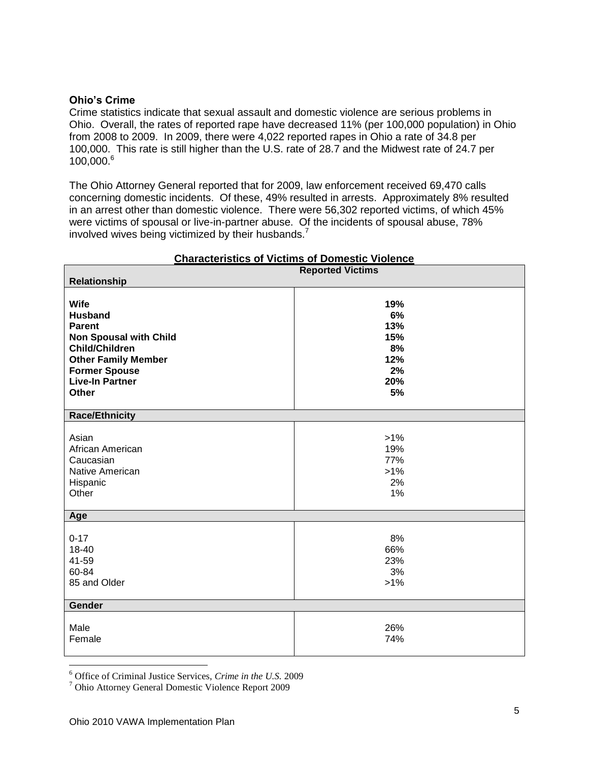### Ohio's Crime

Crime statistics indicate that sexual assault and domestic violence are serious problems in Ohio. Overall, the rates of reported rape have decreased 11% (per 100,000 population) in Ohio from 2008 to 2009. In 2009, there were 4,022 reported rapes in Ohio a rate of 34.8 per 100,000. This rate is still higher than the U.S. rate of 28.7 and the Midwest rate of 24.7 per 100,000.[6]

The Ohio Attorney General reported that for 2009, law enforcement received 69,470 calls concerning domestic incidents. Of these, 49% resulted in arrests. Approximately 8% resulted in an arrest other than domestic violence. There were 56,302 reported victims, of which 45% were victims of spousal or live-in-partner abuse. Of the incidents of spousal abuse, 78% involved wives being victimized by their husbands.[7]

**Characteristics of Victims of Domestic Violence**

| Relationship | Reported Victims |
|---|---|
| **Wife** | **19%** |
| **Husband** | **6%** |
| **Parent** | **13%** |
| **Non Spousal with Child** | **15%** |
| **Child/Children** | **8%** |
| **Other Family Member** | **12%** |
| **Former Spouse** | **2%** |
| **Live-In Partner** | **20%** |
| **Other** | **5%** |
| **Race/Ethnicity** | |
| Asian | >1% |
| African American | 19% |
| Caucasian | 77% |
| Native American | >1% |
| Hispanic | 2% |
| Other | 1% |
| **Age** | |
| 0-17 | 8% |
| 18-40 | 66% |
| 41-59 | 23% |
| 60-84 | 3% |
| 85 and Older | >1% |
| **Gender** | |
| Male | 26% |
| Female | 74% |

---

[6] Office of Criminal Justice Services, *Crime in the U.S.* 2009

[7] Ohio Attorney General Domestic Violence Report 2009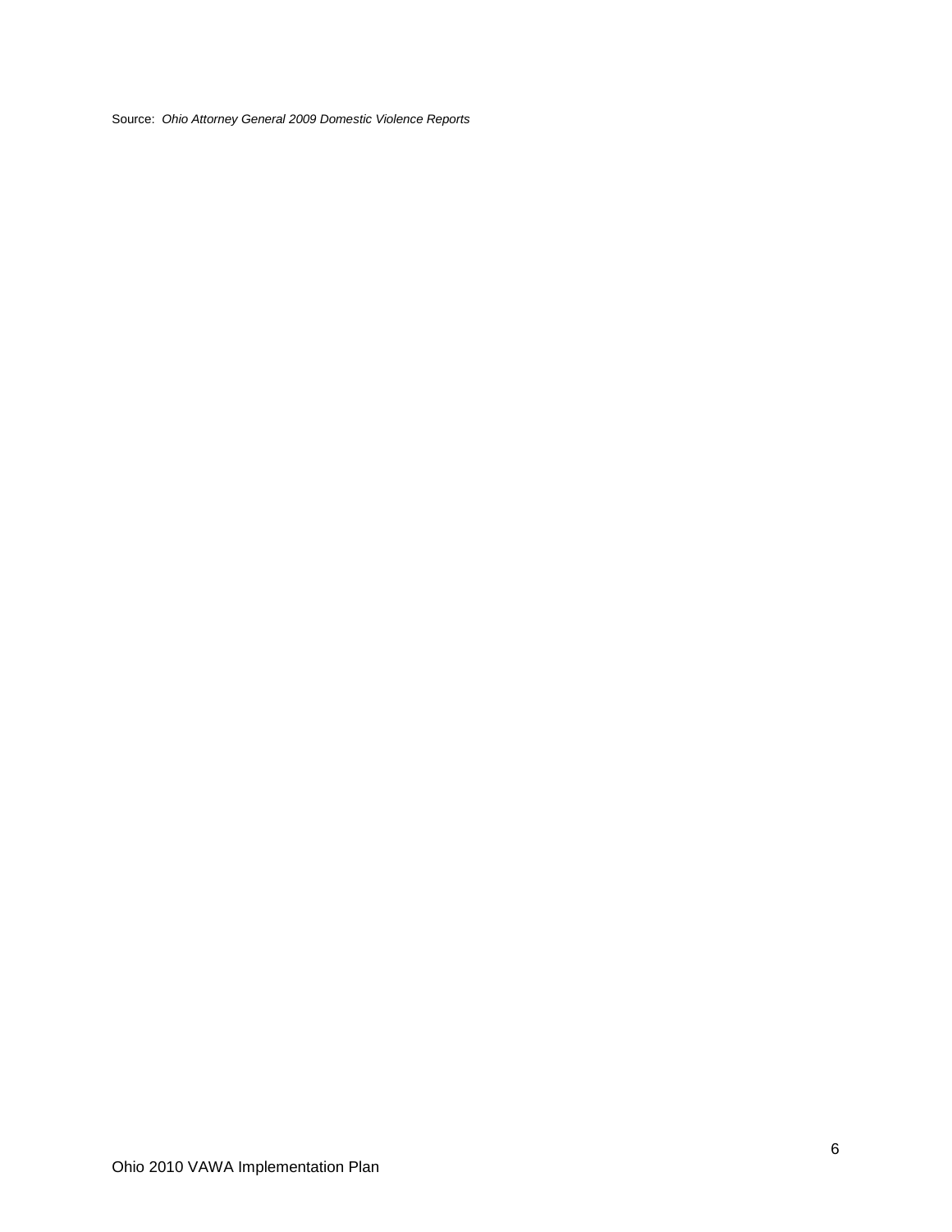Source: *Ohio Attorney General 2009 Domestic Violence Reports*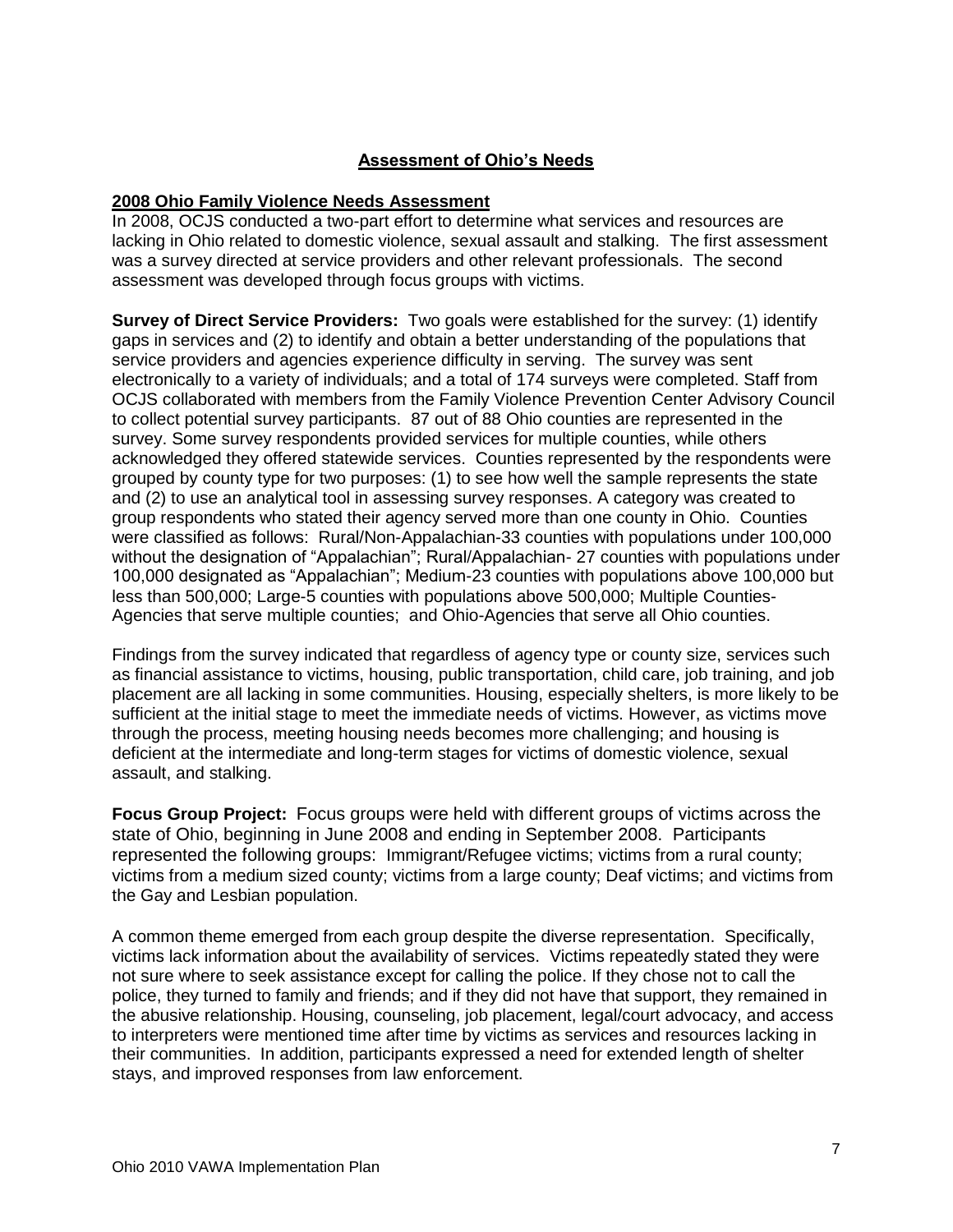## Assessment of Ohio's Needs

### 2008 Ohio Family Violence Needs Assessment

In 2008, OCJS conducted a two-part effort to determine what services and resources are lacking in Ohio related to domestic violence, sexual assault and stalking. The first assessment was a survey directed at service providers and other relevant professionals. The second assessment was developed through focus groups with victims.

**Survey of Direct Service Providers:** Two goals were established for the survey: (1) identify gaps in services and (2) to identify and obtain a better understanding of the populations that service providers and agencies experience difficulty in serving. The survey was sent electronically to a variety of individuals; and a total of 174 surveys were completed. Staff from OCJS collaborated with members from the Family Violence Prevention Center Advisory Council to collect potential survey participants. 87 out of 88 Ohio counties are represented in the survey. Some survey respondents provided services for multiple counties, while others acknowledged they offered statewide services. Counties represented by the respondents were grouped by county type for two purposes: (1) to see how well the sample represents the state and (2) to use an analytical tool in assessing survey responses. A category was created to group respondents who stated their agency served more than one county in Ohio. Counties were classified as follows: Rural/Non-Appalachian-33 counties with populations under 100,000 without the designation of "Appalachian"; Rural/Appalachian- 27 counties with populations under 100,000 designated as "Appalachian"; Medium-23 counties with populations above 100,000 but less than 500,000; Large-5 counties with populations above 500,000; Multiple Counties-Agencies that serve multiple counties; and Ohio-Agencies that serve all Ohio counties.

Findings from the survey indicated that regardless of agency type or county size, services such as financial assistance to victims, housing, public transportation, child care, job training, and job placement are all lacking in some communities. Housing, especially shelters, is more likely to be sufficient at the initial stage to meet the immediate needs of victims. However, as victims move through the process, meeting housing needs becomes more challenging; and housing is deficient at the intermediate and long-term stages for victims of domestic violence, sexual assault, and stalking.

**Focus Group Project:** Focus groups were held with different groups of victims across the state of Ohio, beginning in June 2008 and ending in September 2008. Participants represented the following groups: Immigrant/Refugee victims; victims from a rural county; victims from a medium sized county; victims from a large county; Deaf victims; and victims from the Gay and Lesbian population.

A common theme emerged from each group despite the diverse representation. Specifically, victims lack information about the availability of services. Victims repeatedly stated they were not sure where to seek assistance except for calling the police. If they chose not to call the police, they turned to family and friends; and if they did not have that support, they remained in the abusive relationship. Housing, counseling, job placement, legal/court advocacy, and access to interpreters were mentioned time after time by victims as services and resources lacking in their communities. In addition, participants expressed a need for extended length of shelter stays, and improved responses from law enforcement.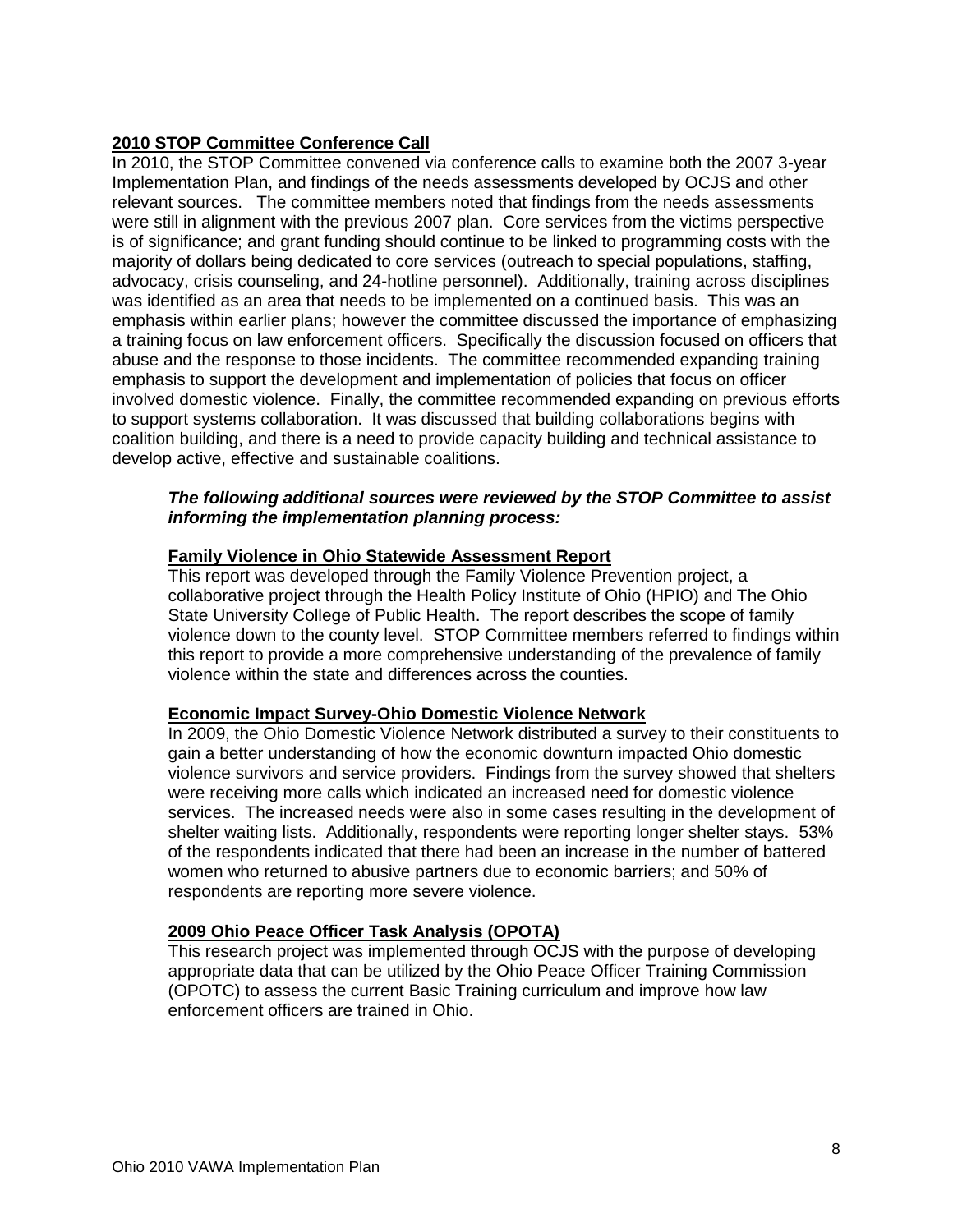## 2010 STOP Committee Conference Call

In 2010, the STOP Committee convened via conference calls to examine both the 2007 3-year Implementation Plan, and findings of the needs assessments developed by OCJS and other relevant sources. The committee members noted that findings from the needs assessments were still in alignment with the previous 2007 plan. Core services from the victims perspective is of significance; and grant funding should continue to be linked to programming costs with the majority of dollars being dedicated to core services (outreach to special populations, staffing, advocacy, crisis counseling, and 24-hotline personnel). Additionally, training across disciplines was identified as an area that needs to be implemented on a continued basis. This was an emphasis within earlier plans; however the committee discussed the importance of emphasizing a training focus on law enforcement officers. Specifically the discussion focused on officers that abuse and the response to those incidents. The committee recommended expanding training emphasis to support the development and implementation of policies that focus on officer involved domestic violence. Finally, the committee recommended expanding on previous efforts to support systems collaboration. It was discussed that building collaborations begins with coalition building, and there is a need to provide capacity building and technical assistance to develop active, effective and sustainable coalitions.

***The following additional sources were reviewed by the STOP Committee to assist informing the implementation planning process:***

### Family Violence in Ohio Statewide Assessment Report

This report was developed through the Family Violence Prevention project, a collaborative project through the Health Policy Institute of Ohio (HPIO) and The Ohio State University College of Public Health. The report describes the scope of family violence down to the county level. STOP Committee members referred to findings within this report to provide a more comprehensive understanding of the prevalence of family violence within the state and differences across the counties.

### Economic Impact Survey-Ohio Domestic Violence Network

In 2009, the Ohio Domestic Violence Network distributed a survey to their constituents to gain a better understanding of how the economic downturn impacted Ohio domestic violence survivors and service providers. Findings from the survey showed that shelters were receiving more calls which indicated an increased need for domestic violence services. The increased needs were also in some cases resulting in the development of shelter waiting lists. Additionally, respondents were reporting longer shelter stays. 53% of the respondents indicated that there had been an increase in the number of battered women who returned to abusive partners due to economic barriers; and 50% of respondents are reporting more severe violence.

### 2009 Ohio Peace Officer Task Analysis (OPOTA)

This research project was implemented through OCJS with the purpose of developing appropriate data that can be utilized by the Ohio Peace Officer Training Commission (OPOTC) to assess the current Basic Training curriculum and improve how law enforcement officers are trained in Ohio.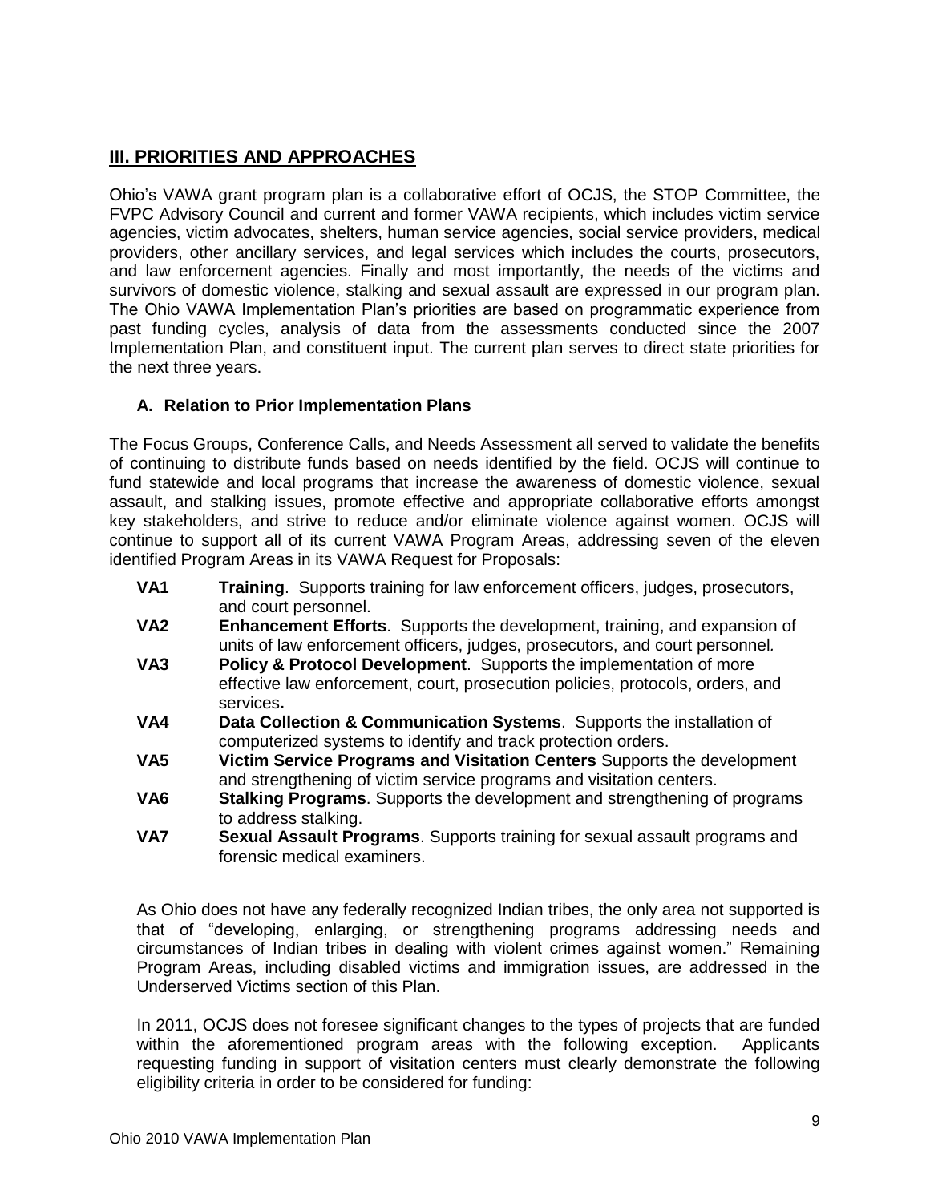## III. PRIORITIES AND APPROACHES

Ohio's VAWA grant program plan is a collaborative effort of OCJS, the STOP Committee, the FVPC Advisory Council and current and former VAWA recipients, which includes victim service agencies, victim advocates, shelters, human service agencies, social service providers, medical providers, other ancillary services, and legal services which includes the courts, prosecutors, and law enforcement agencies. Finally and most importantly, the needs of the victims and survivors of domestic violence, stalking and sexual assault are expressed in our program plan. The Ohio VAWA Implementation Plan's priorities are based on programmatic experience from past funding cycles, analysis of data from the assessments conducted since the 2007 Implementation Plan, and constituent input. The current plan serves to direct state priorities for the next three years.

### A. Relation to Prior Implementation Plans

The Focus Groups, Conference Calls, and Needs Assessment all served to validate the benefits of continuing to distribute funds based on needs identified by the field. OCJS will continue to fund statewide and local programs that increase the awareness of domestic violence, sexual assault, and stalking issues, promote effective and appropriate collaborative efforts amongst key stakeholders, and strive to reduce and/or eliminate violence against women. OCJS will continue to support all of its current VAWA Program Areas, addressing seven of the eleven identified Program Areas in its VAWA Request for Proposals:

- **VA1** **Training**. Supports training for law enforcement officers, judges, prosecutors, and court personnel.
- **VA2** **Enhancement Efforts**. Supports the development, training, and expansion of units of law enforcement officers, judges, prosecutors, and court personnel.
- **VA3** **Policy & Protocol Development**. Supports the implementation of more effective law enforcement, court, prosecution policies, protocols, orders, and services**.**
- **VA4** **Data Collection & Communication Systems**. Supports the installation of computerized systems to identify and track protection orders.
- **VA5** **Victim Service Programs and Visitation Centers** Supports the development and strengthening of victim service programs and visitation centers.
- **VA6** **Stalking Programs**. Supports the development and strengthening of programs to address stalking.
- **VA7** **Sexual Assault Programs**. Supports training for sexual assault programs and forensic medical examiners.

As Ohio does not have any federally recognized Indian tribes, the only area not supported is that of "developing, enlarging, or strengthening programs addressing needs and circumstances of Indian tribes in dealing with violent crimes against women." Remaining Program Areas, including disabled victims and immigration issues, are addressed in the Underserved Victims section of this Plan.

In 2011, OCJS does not foresee significant changes to the types of projects that are funded within the aforementioned program areas with the following exception. Applicants requesting funding in support of visitation centers must clearly demonstrate the following eligibility criteria in order to be considered for funding: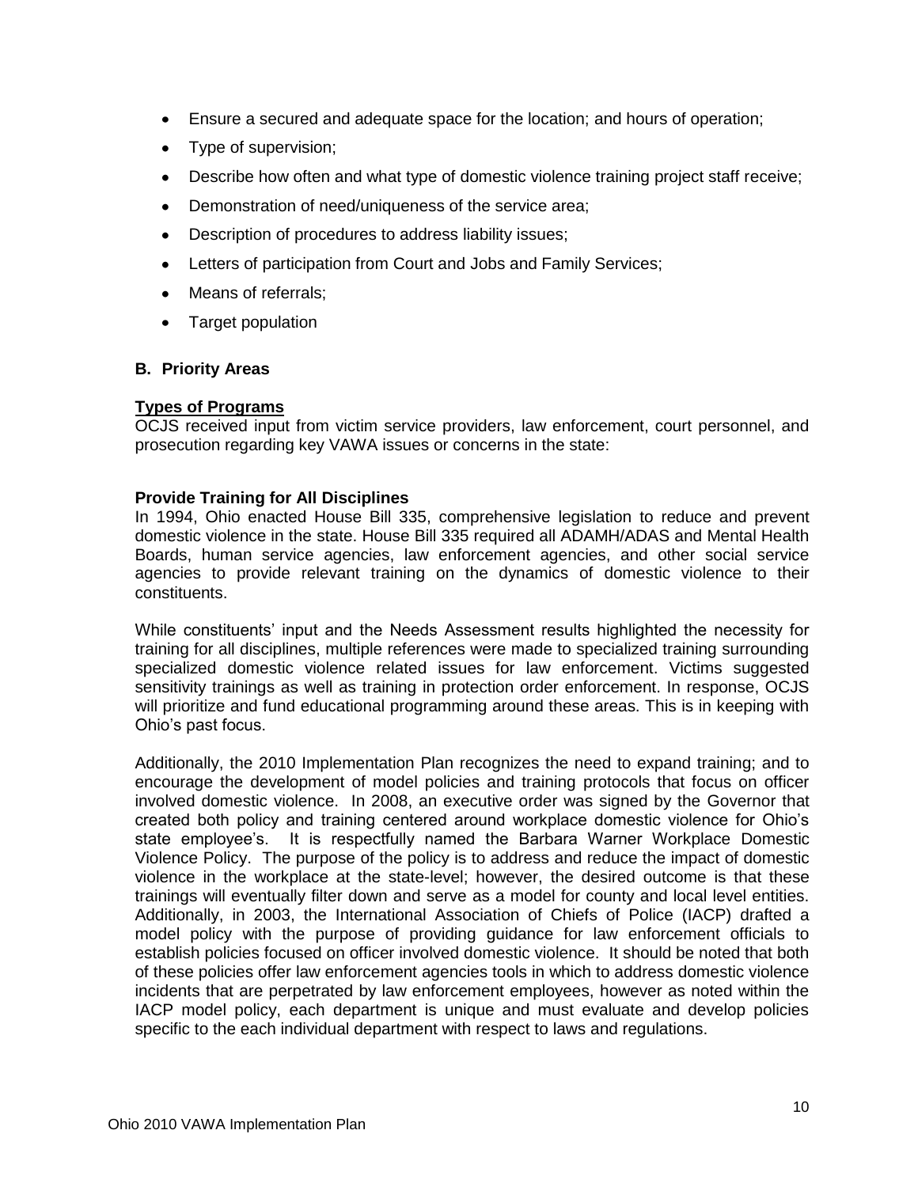- Ensure a secured and adequate space for the location; and hours of operation;
- Type of supervision;
- Describe how often and what type of domestic violence training project staff receive;
- Demonstration of need/uniqueness of the service area;
- Description of procedures to address liability issues;
- Letters of participation from Court and Jobs and Family Services;
- Means of referrals;
- Target population

### B. Priority Areas

**Types of Programs**

OCJS received input from victim service providers, law enforcement, court personnel, and prosecution regarding key VAWA issues or concerns in the state:

**Provide Training for All Disciplines**

In 1994, Ohio enacted House Bill 335, comprehensive legislation to reduce and prevent domestic violence in the state. House Bill 335 required all ADAMH/ADAS and Mental Health Boards, human service agencies, law enforcement agencies, and other social service agencies to provide relevant training on the dynamics of domestic violence to their constituents.

While constituents' input and the Needs Assessment results highlighted the necessity for training for all disciplines, multiple references were made to specialized training surrounding specialized domestic violence related issues for law enforcement. Victims suggested sensitivity trainings as well as training in protection order enforcement. In response, OCJS will prioritize and fund educational programming around these areas. This is in keeping with Ohio's past focus.

Additionally, the 2010 Implementation Plan recognizes the need to expand training; and to encourage the development of model policies and training protocols that focus on officer involved domestic violence. In 2008, an executive order was signed by the Governor that created both policy and training centered around workplace domestic violence for Ohio's state employee's. It is respectfully named the Barbara Warner Workplace Domestic Violence Policy. The purpose of the policy is to address and reduce the impact of domestic violence in the workplace at the state-level; however, the desired outcome is that these trainings will eventually filter down and serve as a model for county and local level entities. Additionally, in 2003, the International Association of Chiefs of Police (IACP) drafted a model policy with the purpose of providing guidance for law enforcement officials to establish policies focused on officer involved domestic violence. It should be noted that both of these policies offer law enforcement agencies tools in which to address domestic violence incidents that are perpetrated by law enforcement employees, however as noted within the IACP model policy, each department is unique and must evaluate and develop policies specific to the each individual department with respect to laws and regulations.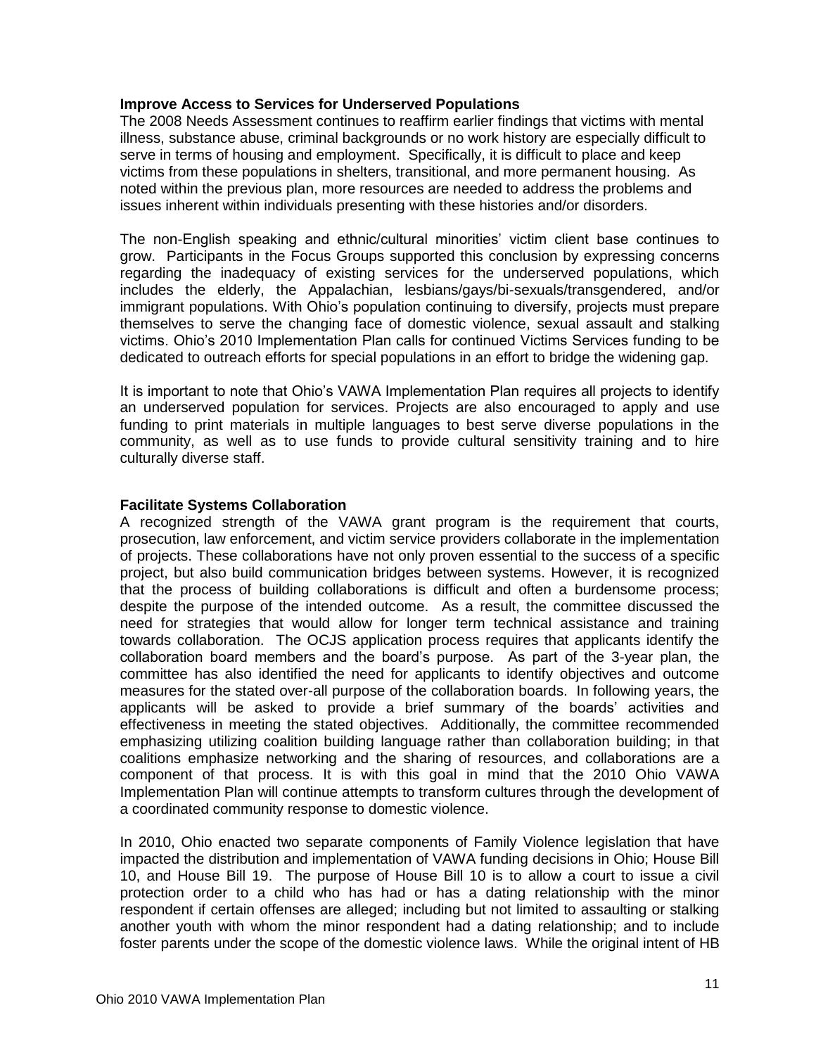**Improve Access to Services for Underserved Populations**

The 2008 Needs Assessment continues to reaffirm earlier findings that victims with mental illness, substance abuse, criminal backgrounds or no work history are especially difficult to serve in terms of housing and employment. Specifically, it is difficult to place and keep victims from these populations in shelters, transitional, and more permanent housing. As noted within the previous plan, more resources are needed to address the problems and issues inherent within individuals presenting with these histories and/or disorders.

The non-English speaking and ethnic/cultural minorities' victim client base continues to grow. Participants in the Focus Groups supported this conclusion by expressing concerns regarding the inadequacy of existing services for the underserved populations, which includes the elderly, the Appalachian, lesbians/gays/bi-sexuals/transgendered, and/or immigrant populations. With Ohio's population continuing to diversify, projects must prepare themselves to serve the changing face of domestic violence, sexual assault and stalking victims. Ohio's 2010 Implementation Plan calls for continued Victims Services funding to be dedicated to outreach efforts for special populations in an effort to bridge the widening gap.

It is important to note that Ohio's VAWA Implementation Plan requires all projects to identify an underserved population for services. Projects are also encouraged to apply and use funding to print materials in multiple languages to best serve diverse populations in the community, as well as to use funds to provide cultural sensitivity training and to hire culturally diverse staff.

**Facilitate Systems Collaboration**

A recognized strength of the VAWA grant program is the requirement that courts, prosecution, law enforcement, and victim service providers collaborate in the implementation of projects. These collaborations have not only proven essential to the success of a specific project, but also build communication bridges between systems. However, it is recognized that the process of building collaborations is difficult and often a burdensome process; despite the purpose of the intended outcome. As a result, the committee discussed the need for strategies that would allow for longer term technical assistance and training towards collaboration. The OCJS application process requires that applicants identify the collaboration board members and the board's purpose. As part of the 3-year plan, the committee has also identified the need for applicants to identify objectives and outcome measures for the stated over-all purpose of the collaboration boards. In following years, the applicants will be asked to provide a brief summary of the boards' activities and effectiveness in meeting the stated objectives. Additionally, the committee recommended emphasizing utilizing coalition building language rather than collaboration building; in that coalitions emphasize networking and the sharing of resources, and collaborations are a component of that process. It is with this goal in mind that the 2010 Ohio VAWA Implementation Plan will continue attempts to transform cultures through the development of a coordinated community response to domestic violence.

In 2010, Ohio enacted two separate components of Family Violence legislation that have impacted the distribution and implementation of VAWA funding decisions in Ohio; House Bill 10, and House Bill 19. The purpose of House Bill 10 is to allow a court to issue a civil protection order to a child who has had or has a dating relationship with the minor respondent if certain offenses are alleged; including but not limited to assaulting or stalking another youth with whom the minor respondent had a dating relationship; and to include foster parents under the scope of the domestic violence laws. While the original intent of HB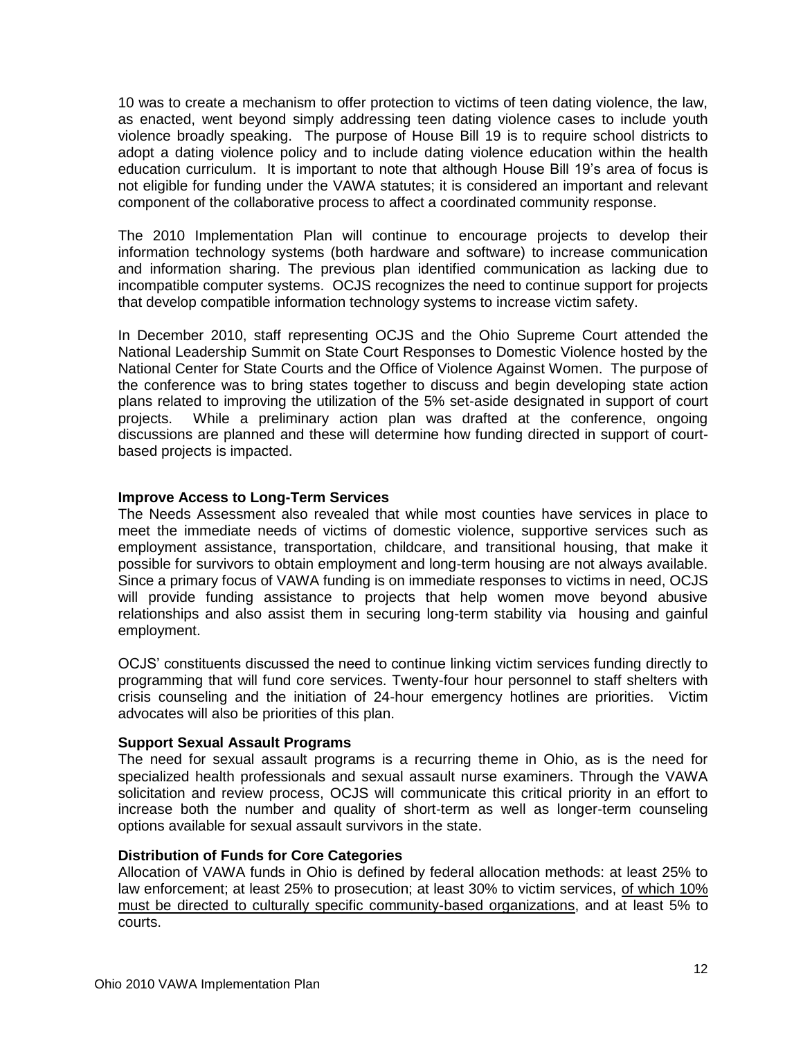10 was to create a mechanism to offer protection to victims of teen dating violence, the law, as enacted, went beyond simply addressing teen dating violence cases to include youth violence broadly speaking. The purpose of House Bill 19 is to require school districts to adopt a dating violence policy and to include dating violence education within the health education curriculum. It is important to note that although House Bill 19's area of focus is not eligible for funding under the VAWA statutes; it is considered an important and relevant component of the collaborative process to affect a coordinated community response.

The 2010 Implementation Plan will continue to encourage projects to develop their information technology systems (both hardware and software) to increase communication and information sharing. The previous plan identified communication as lacking due to incompatible computer systems. OCJS recognizes the need to continue support for projects that develop compatible information technology systems to increase victim safety.

In December 2010, staff representing OCJS and the Ohio Supreme Court attended the National Leadership Summit on State Court Responses to Domestic Violence hosted by the National Center for State Courts and the Office of Violence Against Women. The purpose of the conference was to bring states together to discuss and begin developing state action plans related to improving the utilization of the 5% set-aside designated in support of court projects. While a preliminary action plan was drafted at the conference, ongoing discussions are planned and these will determine how funding directed in support of court-based projects is impacted.

**Improve Access to Long-Term Services**

The Needs Assessment also revealed that while most counties have services in place to meet the immediate needs of victims of domestic violence, supportive services such as employment assistance, transportation, childcare, and transitional housing, that make it possible for survivors to obtain employment and long-term housing are not always available. Since a primary focus of VAWA funding is on immediate responses to victims in need, OCJS will provide funding assistance to projects that help women move beyond abusive relationships and also assist them in securing long-term stability via housing and gainful employment.

OCJS' constituents discussed the need to continue linking victim services funding directly to programming that will fund core services. Twenty-four hour personnel to staff shelters with crisis counseling and the initiation of 24-hour emergency hotlines are priorities. Victim advocates will also be priorities of this plan.

**Support Sexual Assault Programs**

The need for sexual assault programs is a recurring theme in Ohio, as is the need for specialized health professionals and sexual assault nurse examiners. Through the VAWA solicitation and review process, OCJS will communicate this critical priority in an effort to increase both the number and quality of short-term as well as longer-term counseling options available for sexual assault survivors in the state.

**Distribution of Funds for Core Categories**

Allocation of VAWA funds in Ohio is defined by federal allocation methods: at least 25% to law enforcement; at least 25% to prosecution; at least 30% to victim services, of which 10% must be directed to culturally specific community-based organizations, and at least 5% to courts.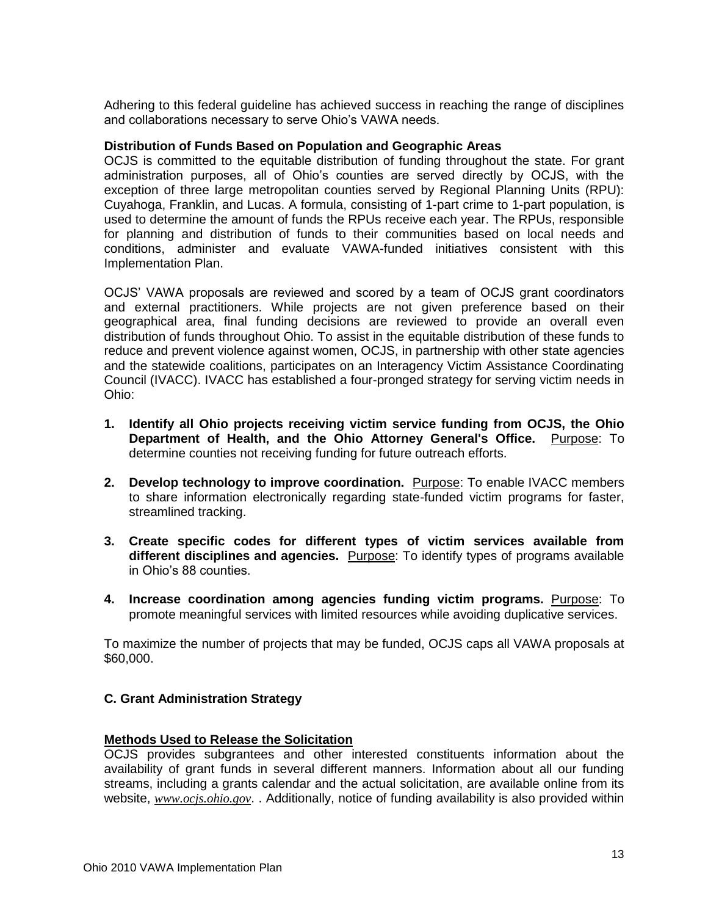Adhering to this federal guideline has achieved success in reaching the range of disciplines and collaborations necessary to serve Ohio's VAWA needs.

**Distribution of Funds Based on Population and Geographic Areas**

OCJS is committed to the equitable distribution of funding throughout the state. For grant administration purposes, all of Ohio's counties are served directly by OCJS, with the exception of three large metropolitan counties served by Regional Planning Units (RPU): Cuyahoga, Franklin, and Lucas. A formula, consisting of 1-part crime to 1-part population, is used to determine the amount of funds the RPUs receive each year. The RPUs, responsible for planning and distribution of funds to their communities based on local needs and conditions, administer and evaluate VAWA-funded initiatives consistent with this Implementation Plan.

OCJS' VAWA proposals are reviewed and scored by a team of OCJS grant coordinators and external practitioners. While projects are not given preference based on their geographical area, final funding decisions are reviewed to provide an overall even distribution of funds throughout Ohio. To assist in the equitable distribution of these funds to reduce and prevent violence against women, OCJS, in partnership with other state agencies and the statewide coalitions, participates on an Interagency Victim Assistance Coordinating Council (IVACC). IVACC has established a four-pronged strategy for serving victim needs in Ohio:

1. **Identify all Ohio projects receiving victim service funding from OCJS, the Ohio Department of Health, and the Ohio Attorney General's Office.** Purpose: To determine counties not receiving funding for future outreach efforts.

2. **Develop technology to improve coordination.** Purpose: To enable IVACC members to share information electronically regarding state-funded victim programs for faster, streamlined tracking.

3. **Create specific codes for different types of victim services available from different disciplines and agencies.** Purpose: To identify types of programs available in Ohio's 88 counties.

4. **Increase coordination among agencies funding victim programs.** Purpose: To promote meaningful services with limited resources while avoiding duplicative services.

To maximize the number of projects that may be funded, OCJS caps all VAWA proposals at $60,000.

### C. Grant Administration Strategy

**Methods Used to Release the Solicitation**

OCJS provides subgrantees and other interested constituents information about the availability of grant funds in several different manners. Information about all our funding streams, including a grants calendar and the actual solicitation, are available online from its website, *www.ocjs.ohio.gov*. . Additionally, notice of funding availability is also provided within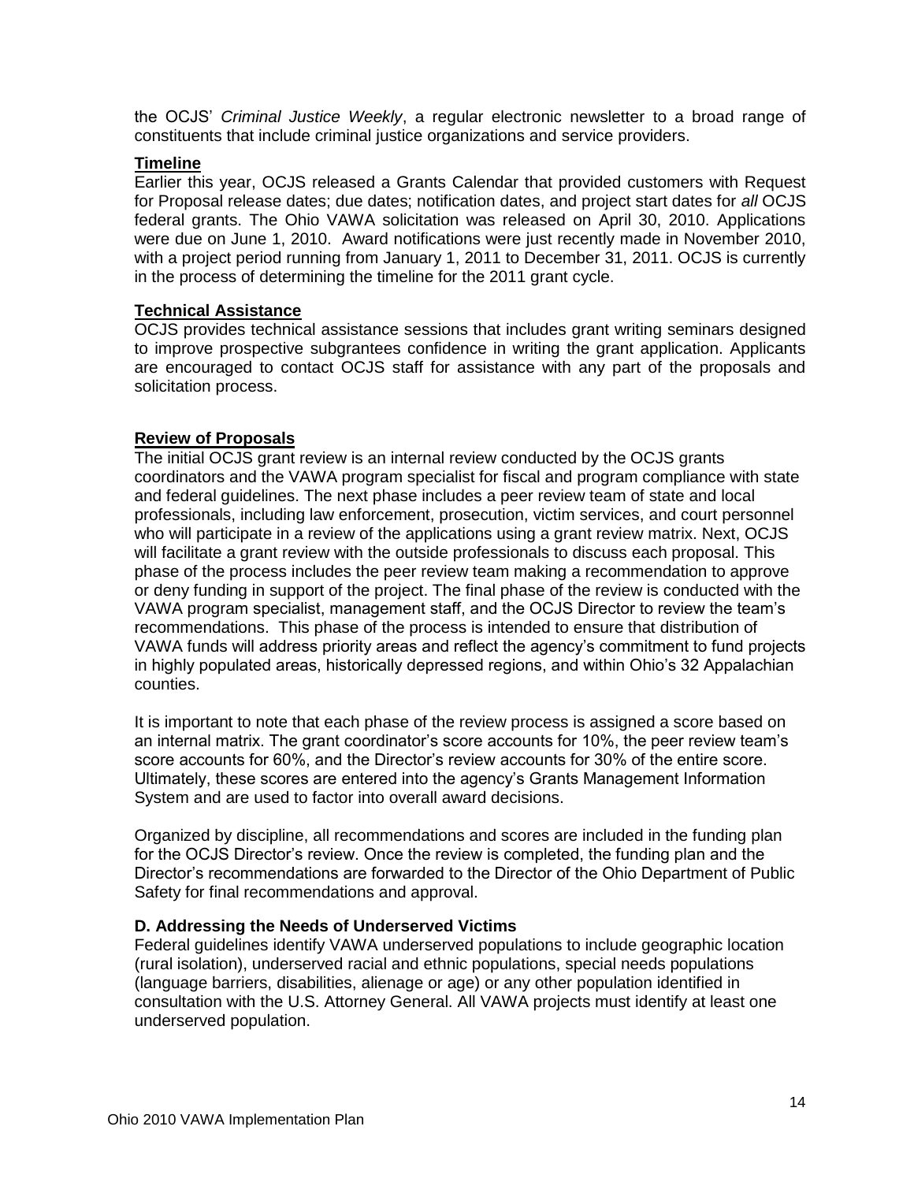the OCJS' *Criminal Justice Weekly*, a regular electronic newsletter to a broad range of constituents that include criminal justice organizations and service providers.

**Timeline**

Earlier this year, OCJS released a Grants Calendar that provided customers with Request for Proposal release dates; due dates; notification dates, and project start dates for *all* OCJS federal grants. The Ohio VAWA solicitation was released on April 30, 2010. Applications were due on June 1, 2010. Award notifications were just recently made in November 2010, with a project period running from January 1, 2011 to December 31, 2011. OCJS is currently in the process of determining the timeline for the 2011 grant cycle.

**Technical Assistance**

OCJS provides technical assistance sessions that includes grant writing seminars designed to improve prospective subgrantees confidence in writing the grant application. Applicants are encouraged to contact OCJS staff for assistance with any part of the proposals and solicitation process.

**Review of Proposals**

The initial OCJS grant review is an internal review conducted by the OCJS grants coordinators and the VAWA program specialist for fiscal and program compliance with state and federal guidelines. The next phase includes a peer review team of state and local professionals, including law enforcement, prosecution, victim services, and court personnel who will participate in a review of the applications using a grant review matrix. Next, OCJS will facilitate a grant review with the outside professionals to discuss each proposal. This phase of the process includes the peer review team making a recommendation to approve or deny funding in support of the project. The final phase of the review is conducted with the VAWA program specialist, management staff, and the OCJS Director to review the team's recommendations. This phase of the process is intended to ensure that distribution of VAWA funds will address priority areas and reflect the agency's commitment to fund projects in highly populated areas, historically depressed regions, and within Ohio's 32 Appalachian counties.

It is important to note that each phase of the review process is assigned a score based on an internal matrix. The grant coordinator's score accounts for 10%, the peer review team's score accounts for 60%, and the Director's review accounts for 30% of the entire score. Ultimately, these scores are entered into the agency's Grants Management Information System and are used to factor into overall award decisions.

Organized by discipline, all recommendations and scores are included in the funding plan for the OCJS Director's review. Once the review is completed, the funding plan and the Director's recommendations are forwarded to the Director of the Ohio Department of Public Safety for final recommendations and approval.

**D. Addressing the Needs of Underserved Victims**

Federal guidelines identify VAWA underserved populations to include geographic location (rural isolation), underserved racial and ethnic populations, special needs populations (language barriers, disabilities, alienage or age) or any other population identified in consultation with the U.S. Attorney General. All VAWA projects must identify at least one underserved population.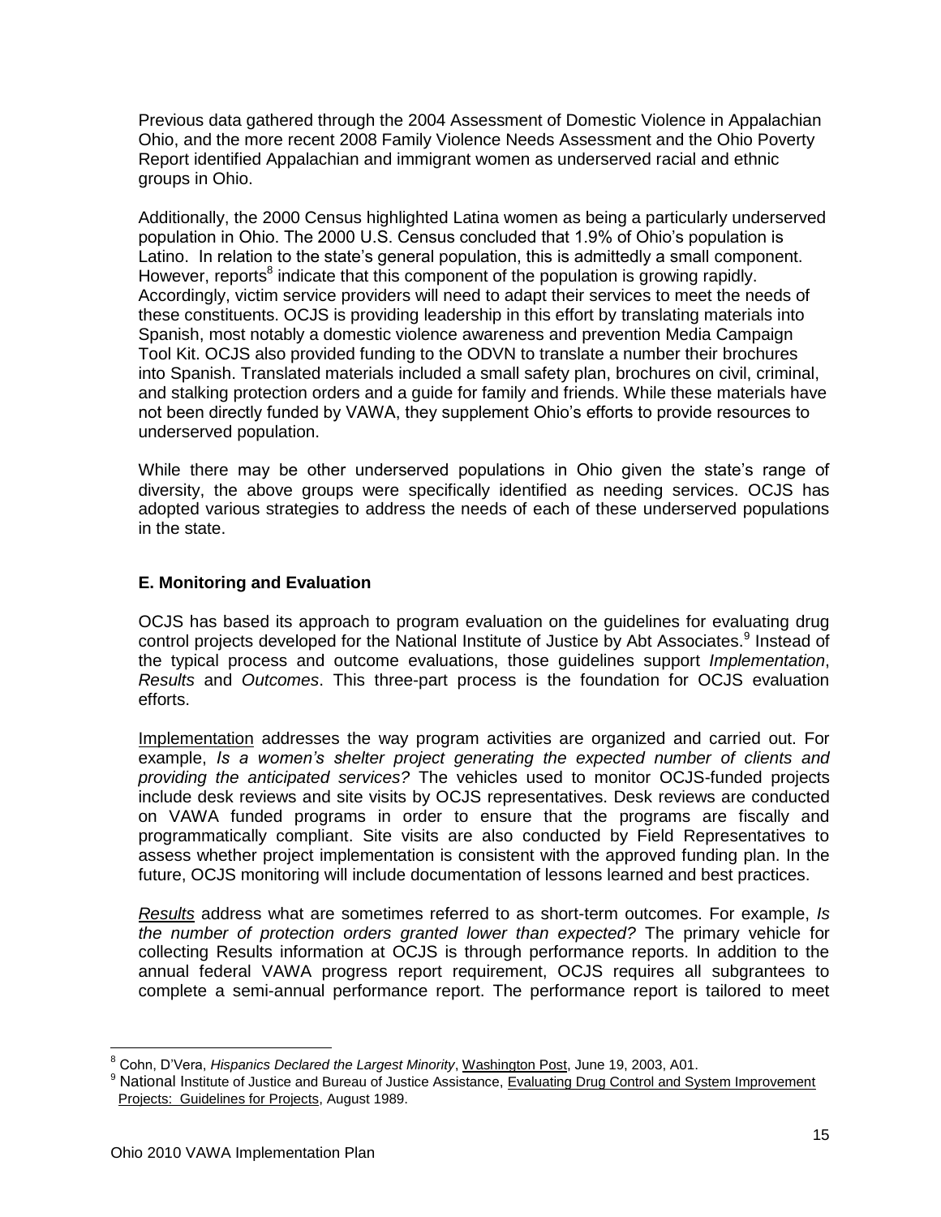Previous data gathered through the 2004 Assessment of Domestic Violence in Appalachian Ohio, and the more recent 2008 Family Violence Needs Assessment and the Ohio Poverty Report identified Appalachian and immigrant women as underserved racial and ethnic groups in Ohio.

Additionally, the 2000 Census highlighted Latina women as being a particularly underserved population in Ohio. The 2000 U.S. Census concluded that 1.9% of Ohio's population is Latino. In relation to the state's general population, this is admittedly a small component. However, reports[8] indicate that this component of the population is growing rapidly. Accordingly, victim service providers will need to adapt their services to meet the needs of these constituents. OCJS is providing leadership in this effort by translating materials into Spanish, most notably a domestic violence awareness and prevention Media Campaign Tool Kit. OCJS also provided funding to the ODVN to translate a number their brochures into Spanish. Translated materials included a small safety plan, brochures on civil, criminal, and stalking protection orders and a guide for family and friends. While these materials have not been directly funded by VAWA, they supplement Ohio's efforts to provide resources to underserved population.

While there may be other underserved populations in Ohio given the state's range of diversity, the above groups were specifically identified as needing services. OCJS has adopted various strategies to address the needs of each of these underserved populations in the state.

### E. Monitoring and Evaluation

OCJS has based its approach to program evaluation on the guidelines for evaluating drug control projects developed for the National Institute of Justice by Abt Associates.[9] Instead of the typical process and outcome evaluations, those guidelines support *Implementation*, *Results* and *Outcomes*. This three-part process is the foundation for OCJS evaluation efforts.

Implementation addresses the way program activities are organized and carried out. For example, *Is a women's shelter project generating the expected number of clients and providing the anticipated services?* The vehicles used to monitor OCJS-funded projects include desk reviews and site visits by OCJS representatives. Desk reviews are conducted on VAWA funded programs in order to ensure that the programs are fiscally and programmatically compliant. Site visits are also conducted by Field Representatives to assess whether project implementation is consistent with the approved funding plan. In the future, OCJS monitoring will include documentation of lessons learned and best practices.

*Results* address what are sometimes referred to as short-term outcomes. For example, *Is the number of protection orders granted lower than expected?* The primary vehicle for collecting Results information at OCJS is through performance reports. In addition to the annual federal VAWA progress report requirement, OCJS requires all subgrantees to complete a semi-annual performance report. The performance report is tailored to meet

---

[8] Cohn, D'Vera, *Hispanics Declared the Largest Minority*, Washington Post, June 19, 2003, A01.

[9] National Institute of Justice and Bureau of Justice Assistance, Evaluating Drug Control and System Improvement Projects: Guidelines for Projects, August 1989.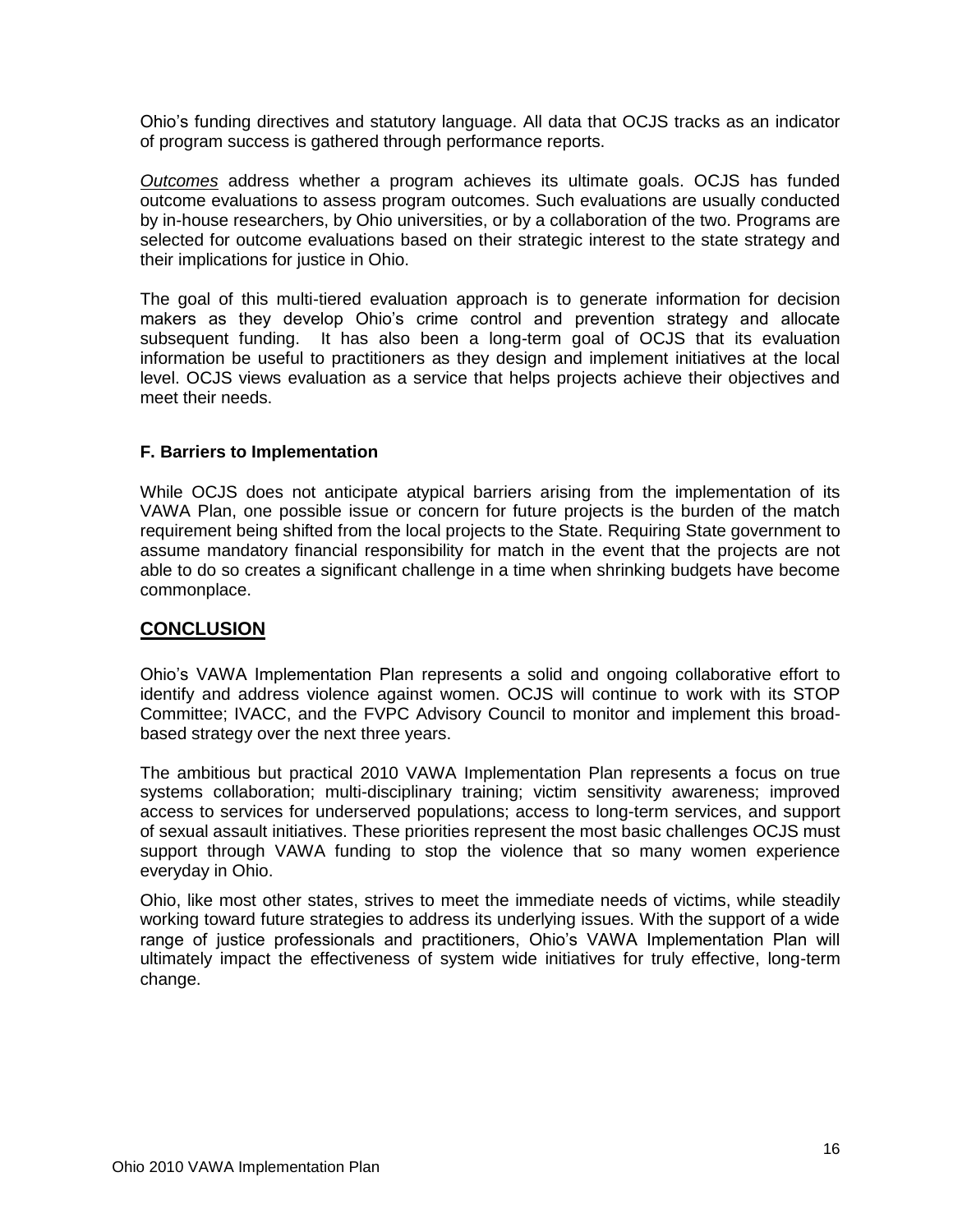Ohio's funding directives and statutory language. All data that OCJS tracks as an indicator of program success is gathered through performance reports.

*Outcomes* address whether a program achieves its ultimate goals. OCJS has funded outcome evaluations to assess program outcomes. Such evaluations are usually conducted by in-house researchers, by Ohio universities, or by a collaboration of the two. Programs are selected for outcome evaluations based on their strategic interest to the state strategy and their implications for justice in Ohio.

The goal of this multi-tiered evaluation approach is to generate information for decision makers as they develop Ohio's crime control and prevention strategy and allocate subsequent funding. It has also been a long-term goal of OCJS that its evaluation information be useful to practitioners as they design and implement initiatives at the local level. OCJS views evaluation as a service that helps projects achieve their objectives and meet their needs.

### F. Barriers to Implementation

While OCJS does not anticipate atypical barriers arising from the implementation of its VAWA Plan, one possible issue or concern for future projects is the burden of the match requirement being shifted from the local projects to the State. Requiring State government to assume mandatory financial responsibility for match in the event that the projects are not able to do so creates a significant challenge in a time when shrinking budgets have become commonplace.

## CONCLUSION

Ohio's VAWA Implementation Plan represents a solid and ongoing collaborative effort to identify and address violence against women. OCJS will continue to work with its STOP Committee; IVACC, and the FVPC Advisory Council to monitor and implement this broad-based strategy over the next three years.

The ambitious but practical 2010 VAWA Implementation Plan represents a focus on true systems collaboration; multi-disciplinary training; victim sensitivity awareness; improved access to services for underserved populations; access to long-term services, and support of sexual assault initiatives. These priorities represent the most basic challenges OCJS must support through VAWA funding to stop the violence that so many women experience everyday in Ohio.

Ohio, like most other states, strives to meet the immediate needs of victims, while steadily working toward future strategies to address its underlying issues. With the support of a wide range of justice professionals and practitioners, Ohio's VAWA Implementation Plan will ultimately impact the effectiveness of system wide initiatives for truly effective, long-term change.